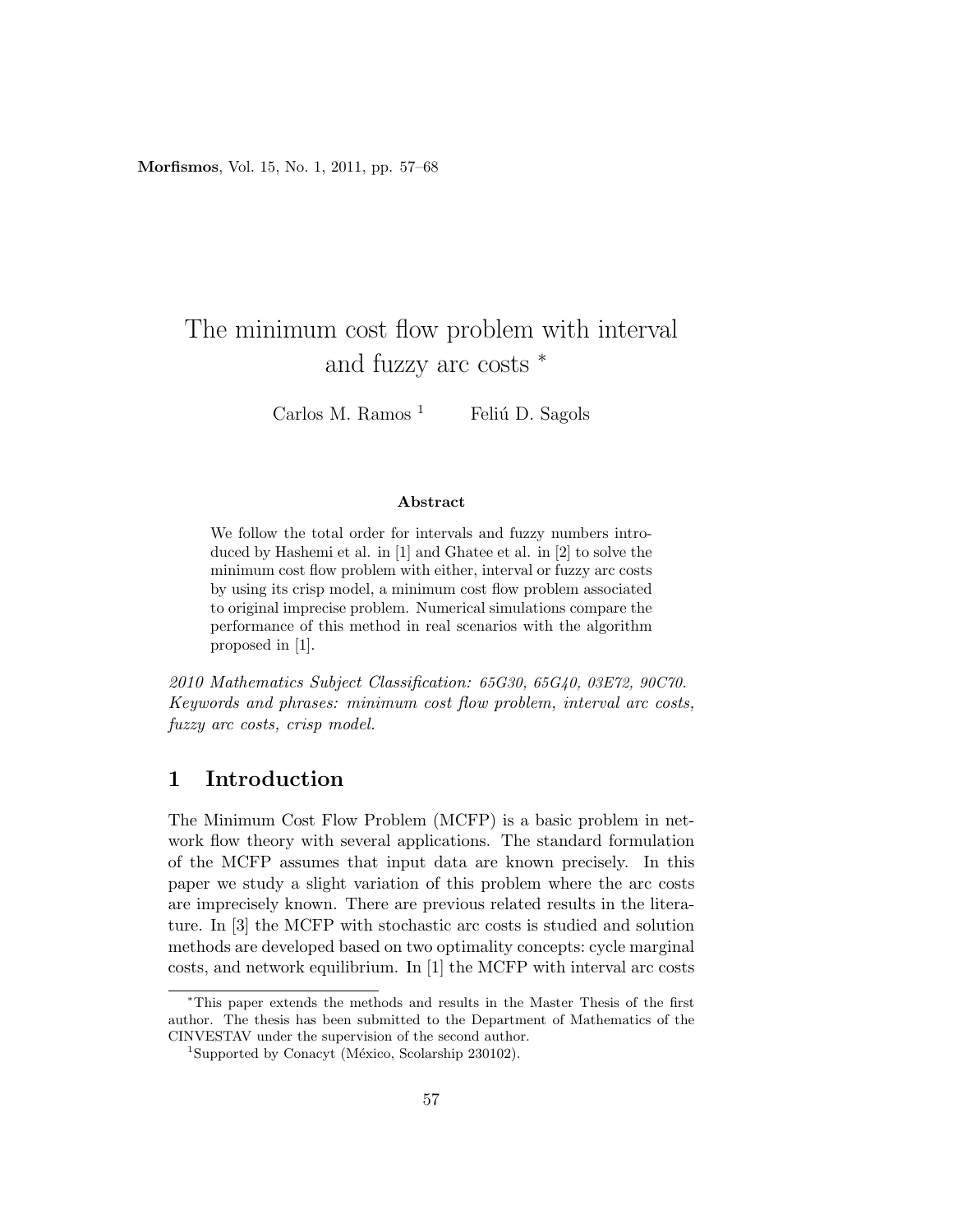# The minimum cost flow problem with interval and fuzzy arc costs *

Carlos M. Ramos [1] Feliú D. Sagols

### Abstract

We follow the total order for intervals and fuzzy numbers introduced by Hashemi et al. in [1] and Ghatee et al. in [2] to solve the minimum cost flow problem with either, interval or fuzzy arc costs by using its crisp model, a minimum cost flow problem associated to original imprecise problem. Numerical simulations compare the performance of this method in real scenarios with the algorithm proposed in [1].

*2010 Mathematics Subject Classification: 65G30, 65G40, 03E72, 90C70.*
*Keywords and phrases: minimum cost flow problem, interval arc costs, fuzzy arc costs, crisp model.*

## 1 Introduction

The Minimum Cost Flow Problem (MCFP) is a basic problem in network flow theory with several applications. The standard formulation of the MCFP assumes that input data are known precisely. In this paper we study a slight variation of this problem where the arc costs are imprecisely known. There are previous related results in the literature. In [3] the MCFP with stochastic arc costs is studied and solution methods are developed based on two optimality concepts: cycle marginal costs, and network equilibrium. In [1] the MCFP with interval arc costs

---

*This paper extends the methods and results in the Master Thesis of the first author. The thesis has been submitted to the Department of Mathematics of the CINVESTAV under the supervision of the second author.

[1] Supported by Conacyt (México, Scolarship 230102).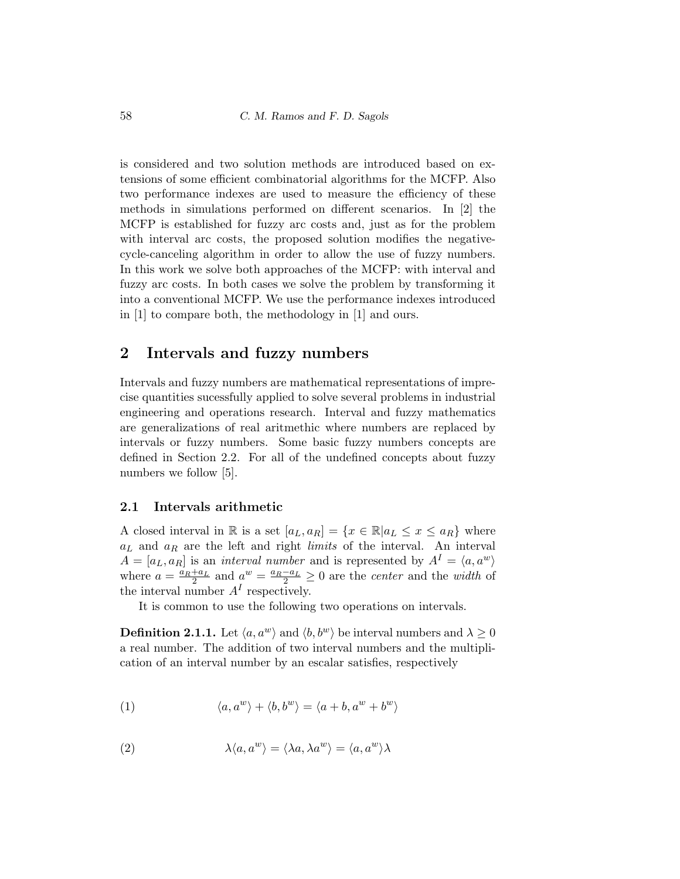is considered and two solution methods are introduced based on extensions of some efficient combinatorial algorithms for the MCFP. Also two performance indexes are used to measure the efficiency of these methods in simulations performed on different scenarios. In [2] the MCFP is established for fuzzy arc costs and, just as for the problem with interval arc costs, the proposed solution modifies the negative-cycle-canceling algorithm in order to allow the use of fuzzy numbers. In this work we solve both approaches of the MCFP: with interval and fuzzy arc costs. In both cases we solve the problem by transforming it into a conventional MCFP. We use the performance indexes introduced in [1] to compare both, the methodology in [1] and ours.

## 2 Intervals and fuzzy numbers

Intervals and fuzzy numbers are mathematical representations of imprecise quantities sucessfully applied to solve several problems in industrial engineering and operations research. Interval and fuzzy mathematics are generalizations of real aritmethic where numbers are replaced by intervals or fuzzy numbers. Some basic fuzzy numbers concepts are defined in Section 2.2. For all of the undefined concepts about fuzzy numbers we follow [5].

### 2.1 Intervals arithmetic

A closed interval in $\mathbb{R}$ is a set $[a_L, a_R] = \{x \in \mathbb{R} | a_L \leq x \leq a_R\}$ where $a_L$ and $a_R$ are the left and right *limits* of the interval. An interval $A = [a_L, a_R]$ is an *interval number* and is represented by $A^I = \langle a, a^w \rangle$ where $a = \frac{a_R + a_L}{2}$ and $a^w = \frac{a_R - a_L}{2} \geq 0$ are the *center* and the *width* of the interval number $A^I$ respectively.

It is common to use the following two operations on intervals.

**Definition 2.1.1.** Let $\langle a, a^w \rangle$ and $\langle b, b^w \rangle$ be interval numbers and $\lambda \geq 0$ a real number. The addition of two interval numbers and the multiplication of an interval number by an escalar satisfies, respectively

$$\langle a, a^w \rangle + \langle b, b^w \rangle = \langle a + b, a^w + b^w \rangle \tag{1}$$

$$\lambda \langle a, a^w \rangle = \langle \lambda a, \lambda a^w \rangle = \langle a, a^w \rangle \lambda \tag{2}$$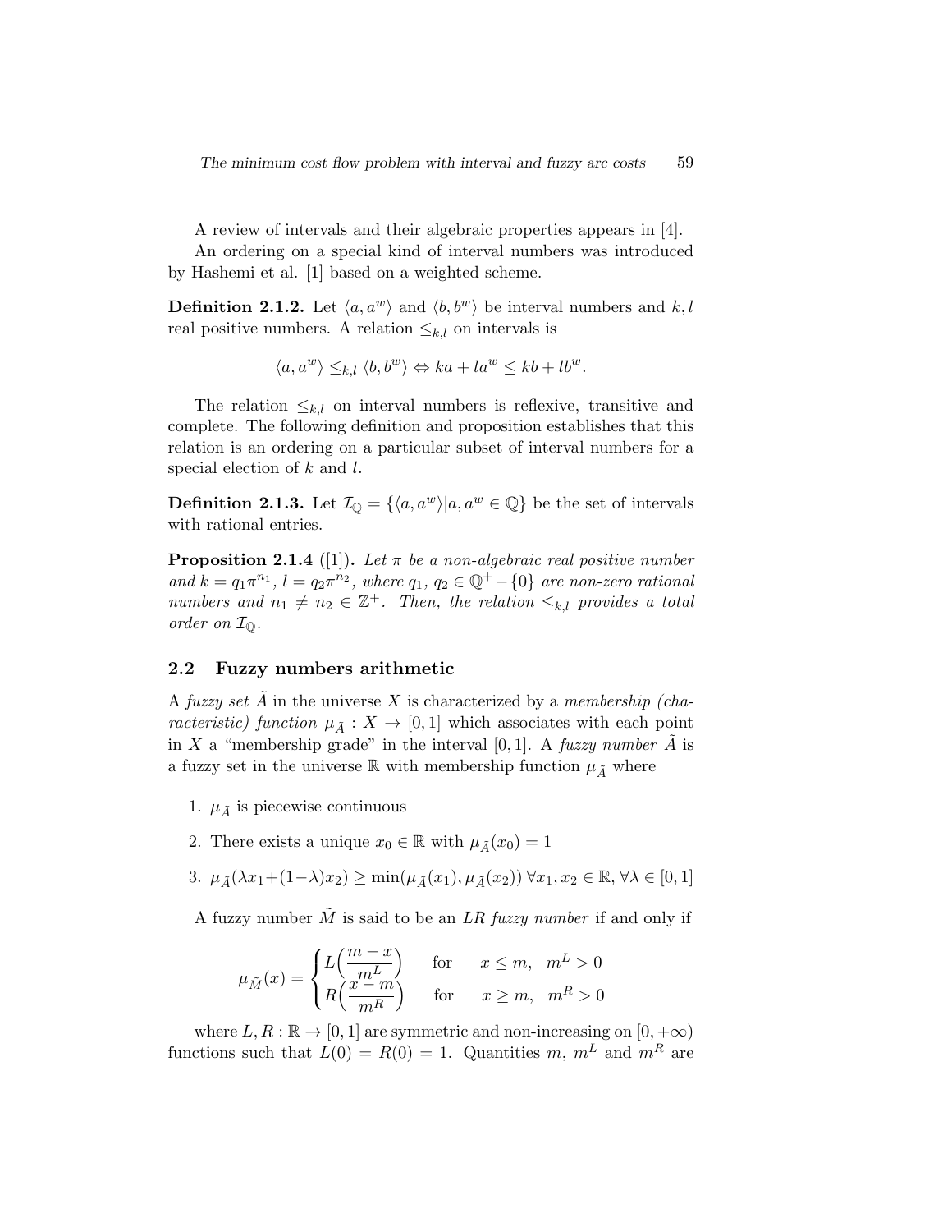A review of intervals and their algebraic properties appears in [4].

An ordering on a special kind of interval numbers was introduced by Hashemi et al. [1] based on a weighted scheme.

**Definition 2.1.2.** Let $\langle a, a^w \rangle$ and $\langle b, b^w \rangle$ be interval numbers and $k, l$ real positive numbers. A relation $\leq_{k,l}$ on intervals is

$$\langle a, a^w \rangle \leq_{k,l} \langle b, b^w \rangle \Leftrightarrow ka + la^w \leq kb + lb^w.$$

The relation $\leq_{k,l}$ on interval numbers is reflexive, transitive and complete. The following definition and proposition establishes that this relation is an ordering on a particular subset of interval numbers for a special election of $k$ and $l$.

**Definition 2.1.3.** Let $\mathcal{I}_{\mathbb{Q}} = \{\langle a, a^w \rangle | a, a^w \in \mathbb{Q}\}$ be the set of intervals with rational entries.

**Proposition 2.1.4** ([1]). *Let $\pi$ be a non-algebraic real positive number and $k = q_1 \pi^{n_1}$, $l = q_2 \pi^{n_2}$, where $q_1, q_2 \in \mathbb{Q}^+ - \{0\}$ are non-zero rational numbers and $n_1 \neq n_2 \in \mathbb{Z}^+$. Then, the relation $\leq_{k,l}$ provides a total order on $\mathcal{I}_{\mathbb{Q}}$.*

## 2.2 Fuzzy numbers arithmetic

A *fuzzy set* $\tilde{A}$ in the universe $X$ is characterized by a *membership (characteristic) function* $\mu_{\tilde{A}} : X \to [0, 1]$ which associates with each point in $X$ a "membership grade" in the interval $[0, 1]$. A *fuzzy number* $\tilde{A}$ is a fuzzy set in the universe $\mathbb{R}$ with membership function $\mu_{\tilde{A}}$ where

1. $\mu_{\tilde{A}}$ is piecewise continuous
2. There exists a unique $x_0 \in \mathbb{R}$ with $\mu_{\tilde{A}}(x_0) = 1$
3. $\mu_{\tilde{A}}(\lambda x_1 + (1-\lambda)x_2) \geq \min(\mu_{\tilde{A}}(x_1), \mu_{\tilde{A}}(x_2))$ $\forall x_1, x_2 \in \mathbb{R}, \forall \lambda \in [0, 1]$

A fuzzy number $\tilde{M}$ is said to be an *LR fuzzy number* if and only if

$$\mu_{\tilde{M}}(x) = \begin{cases} L\Big(\dfrac{m - x}{m^L}\Big) & \text{for} \quad x \leq m, \ \ m^L > 0 \\ R\Big(\dfrac{x - m}{m^R}\Big) & \text{for} \quad x \geq m, \ \ m^R > 0 \end{cases}$$

where $L, R : \mathbb{R} \to [0, 1]$ are symmetric and non-increasing on $[0, +\infty)$ functions such that $L(0) = R(0) = 1$. Quantities $m$, $m^L$ and $m^R$ are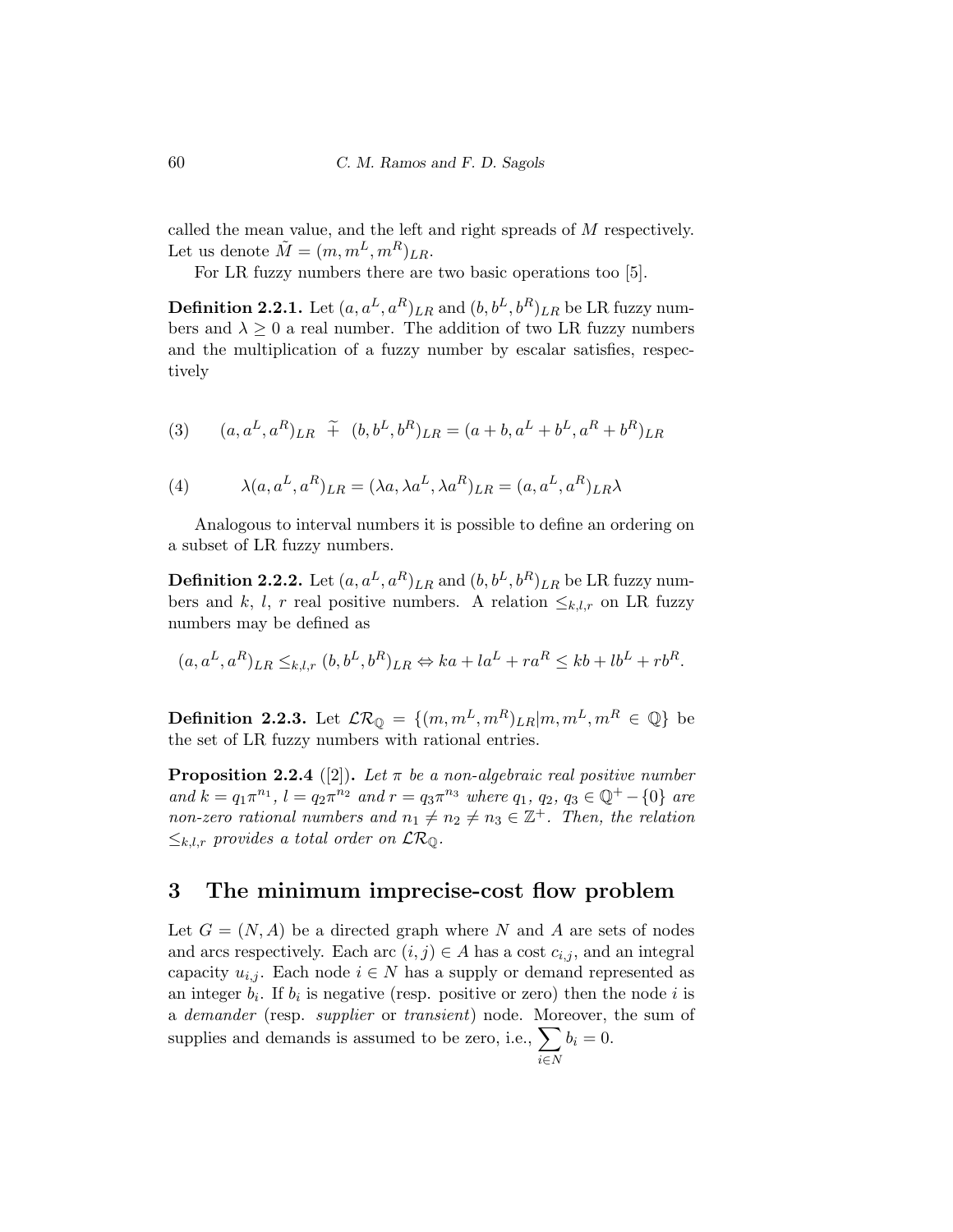called the mean value, and the left and right spreads of $M$ respectively. Let us denote $\tilde{M} = (m, m^L, m^R)_{LR}$.

For LR fuzzy numbers there are two basic operations too [5].

**Definition 2.2.1.** Let $(a, a^L, a^R)_{LR}$ and $(b, b^L, b^R)_{LR}$ be LR fuzzy numbers and $\lambda \geq 0$ a real number. The addition of two LR fuzzy numbers and the multiplication of a fuzzy number by escalar satisfies, respectively

$$(3) \qquad (a, a^L, a^R)_{LR} \ \tilde{+} \ (b, b^L, b^R)_{LR} = (a + b, a^L + b^L, a^R + b^R)_{LR}$$

$$(4) \qquad \lambda (a, a^L, a^R)_{LR} = (\lambda a, \lambda a^L, \lambda a^R)_{LR} = (a, a^L, a^R)_{LR} \lambda$$

Analogous to interval numbers it is possible to define an ordering on a subset of LR fuzzy numbers.

**Definition 2.2.2.** Let $(a, a^L, a^R)_{LR}$ and $(b, b^L, b^R)_{LR}$ be LR fuzzy numbers and $k$, $l$, $r$ real positive numbers. A relation $\leq_{k,l,r}$ on LR fuzzy numbers may be defined as

$$(a, a^L, a^R)_{LR} \leq_{k,l,r} (b, b^L, b^R)_{LR} \Leftrightarrow ka + la^L + ra^R \leq kb + lb^L + rb^R.$$

**Definition 2.2.3.** Let $\mathcal{LR}_{\mathbb{Q}} = \{(m, m^L, m^R)_{LR} | m, m^L, m^R \in \mathbb{Q}\}$ be the set of LR fuzzy numbers with rational entries.

**Proposition 2.2.4** ([2])**.** *Let $\pi$ be a non-algebraic real positive number and $k = q_1 \pi^{n_1}$, $l = q_2 \pi^{n_2}$ and $r = q_3 \pi^{n_3}$ where $q_1$, $q_2$, $q_3 \in \mathbb{Q}^+ - \{0\}$ are non-zero rational numbers and $n_1 \neq n_2 \neq n_3 \in \mathbb{Z}^+$. Then, the relation $\leq_{k,l,r}$ provides a total order on $\mathcal{LR}_{\mathbb{Q}}$.*

## 3 The minimum imprecise-cost flow problem

Let $G = (N, A)$ be a directed graph where $N$ and $A$ are sets of nodes and arcs respectively. Each arc $(i, j) \in A$ has a cost $c_{i,j}$, and an integral capacity $u_{i,j}$. Each node $i \in N$ has a supply or demand represented as an integer $b_i$. If $b_i$ is negative (resp. positive or zero) then the node $i$ is a *demander* (resp. *supplier* or *transient*) node. Moreover, the sum of supplies and demands is assumed to be zero, i.e., $\sum_{i \in N} b_i = 0$.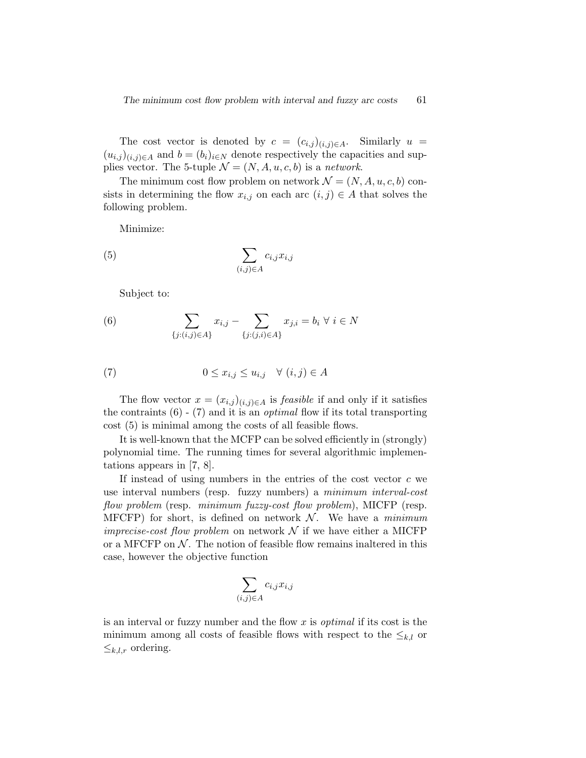The cost vector is denoted by $c = (c_{i,j})_{(i,j)\in A}$. Similarly $u = (u_{i,j})_{(i,j)\in A}$ and $b = (b_i)_{i\in N}$ denote respectively the capacities and supplies vector. The 5-tuple $\mathcal{N} = (N, A, u, c, b)$ is a *network*.

The minimum cost flow problem on network $\mathcal{N} = (N, A, u, c, b)$ consists in determining the flow $x_{i,j}$ on each arc $(i,j) \in A$ that solves the following problem.

Minimize:

$$\sum_{(i,j)\in A} c_{i,j} x_{i,j} \tag{5}$$

Subject to:

$$\sum_{\{j:(i,j)\in A\}} x_{i,j} - \sum_{\{j:(j,i)\in A\}} x_{j,i} = b_i \ \forall \ i \in N \tag{6}$$

$$0 \leq x_{i,j} \leq u_{i,j} \quad \forall \ (i,j) \in A \tag{7}$$

The flow vector $x = (x_{i,j})_{(i,j)\in A}$ is *feasible* if and only if it satisfies the contraints (6) - (7) and it is an *optimal* flow if its total transporting cost (5) is minimal among the costs of all feasible flows.

It is well-known that the MCFP can be solved efficiently in (strongly) polynomial time. The running times for several algorithmic implementations appears in [7, 8].

If instead of using numbers in the entries of the cost vector $c$ we use interval numbers (resp. fuzzy numbers) a *minimum interval-cost flow problem* (resp. *minimum fuzzy-cost flow problem*), MICFP (resp. MFCFP) for short, is defined on network $\mathcal{N}$. We have a *minimum imprecise-cost flow problem* on network $\mathcal{N}$ if we have either a MICFP or a MFCFP on $\mathcal{N}$. The notion of feasible flow remains inaltered in this case, however the objective function

$$\sum_{(i,j)\in A} c_{i,j} x_{i,j}$$

is an interval or fuzzy number and the flow $x$ is *optimal* if its cost is the minimum among all costs of feasible flows with respect to the $\leq_{k,l}$ or $\leq_{k,l,r}$ ordering.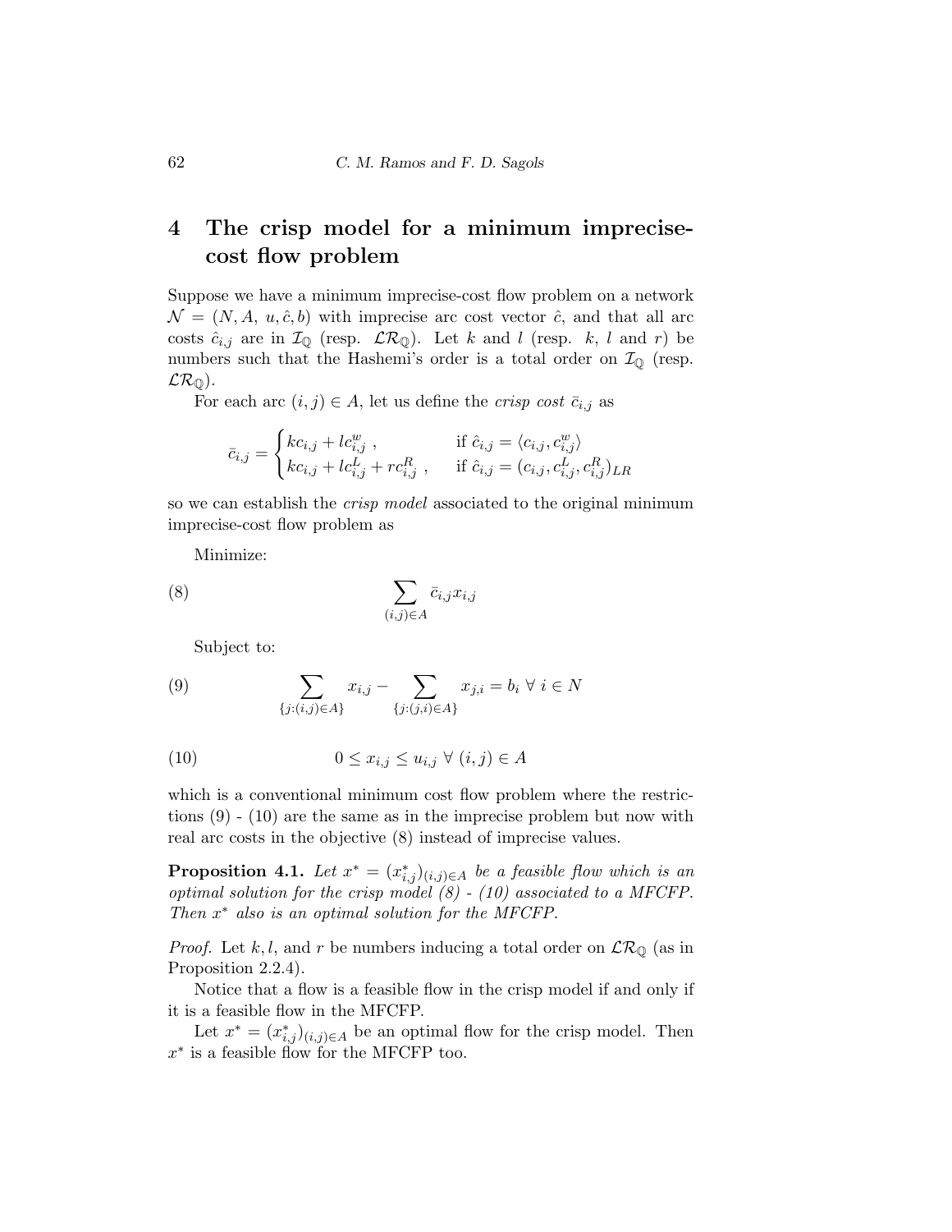# 4 The crisp model for a minimum imprecise-cost flow problem

Suppose we have a minimum imprecise-cost flow problem on a network $\mathcal{N} = (N, A, u, \hat{c}, b)$ with imprecise arc cost vector $\hat{c}$, and that all arc costs $\hat{c}_{i,j}$ are in $\mathcal{I}_{\mathbb{Q}}$ (resp. $\mathcal{LR}_{\mathbb{Q}}$). Let $k$ and $l$ (resp. $k$, $l$ and $r$) be numbers such that the Hashemi's order is a total order on $\mathcal{I}_{\mathbb{Q}}$ (resp. $\mathcal{LR}_{\mathbb{Q}}$).

For each arc $(i, j) \in A$, let us define the *crisp cost* $\bar{c}_{i,j}$ as

$$\bar{c}_{i,j} = \begin{cases} kc_{i,j} + lc^{w}_{i,j} \,, & \text{if } \hat{c}_{i,j} = \langle c_{i,j}, c^{w}_{i,j} \rangle \\ kc_{i,j} + lc^{L}_{i,j} + rc^{R}_{i,j} \,, & \text{if } \hat{c}_{i,j} = (c_{i,j}, c^{L}_{i,j}, c^{R}_{i,j})_{LR} \end{cases}$$

so we can establish the *crisp model* associated to the original minimum imprecise-cost flow problem as

Minimize:

$$\sum_{(i,j)\in A} \bar{c}_{i,j} x_{i,j} \tag{8}$$

Subject to:

$$\sum_{\{j:(i,j)\in A\}} x_{i,j} - \sum_{\{j:(j,i)\in A\}} x_{j,i} = b_i \ \forall \ i \in N \tag{9}$$

$$0 \le x_{i,j} \le u_{i,j} \ \forall \ (i,j) \in A \tag{10}$$

which is a conventional minimum cost flow problem where the restrictions (9) - (10) are the same as in the imprecise problem but now with real arc costs in the objective (8) instead of imprecise values.

**Proposition 4.1.** *Let $x^* = (x^*_{i,j})_{(i,j)\in A}$ be a feasible flow which is an optimal solution for the crisp model (8) - (10) associated to a MFCFP. Then $x^*$ also is an optimal solution for the MFCFP.*

*Proof.* Let $k, l$, and $r$ be numbers inducing a total order on $\mathcal{LR}_{\mathbb{Q}}$ (as in Proposition 2.2.4).

Notice that a flow is a feasible flow in the crisp model if and only if it is a feasible flow in the MFCFP.

Let $x^* = (x^*_{i,j})_{(i,j)\in A}$ be an optimal flow for the crisp model. Then $x^*$ is a feasible flow for the MFCFP too.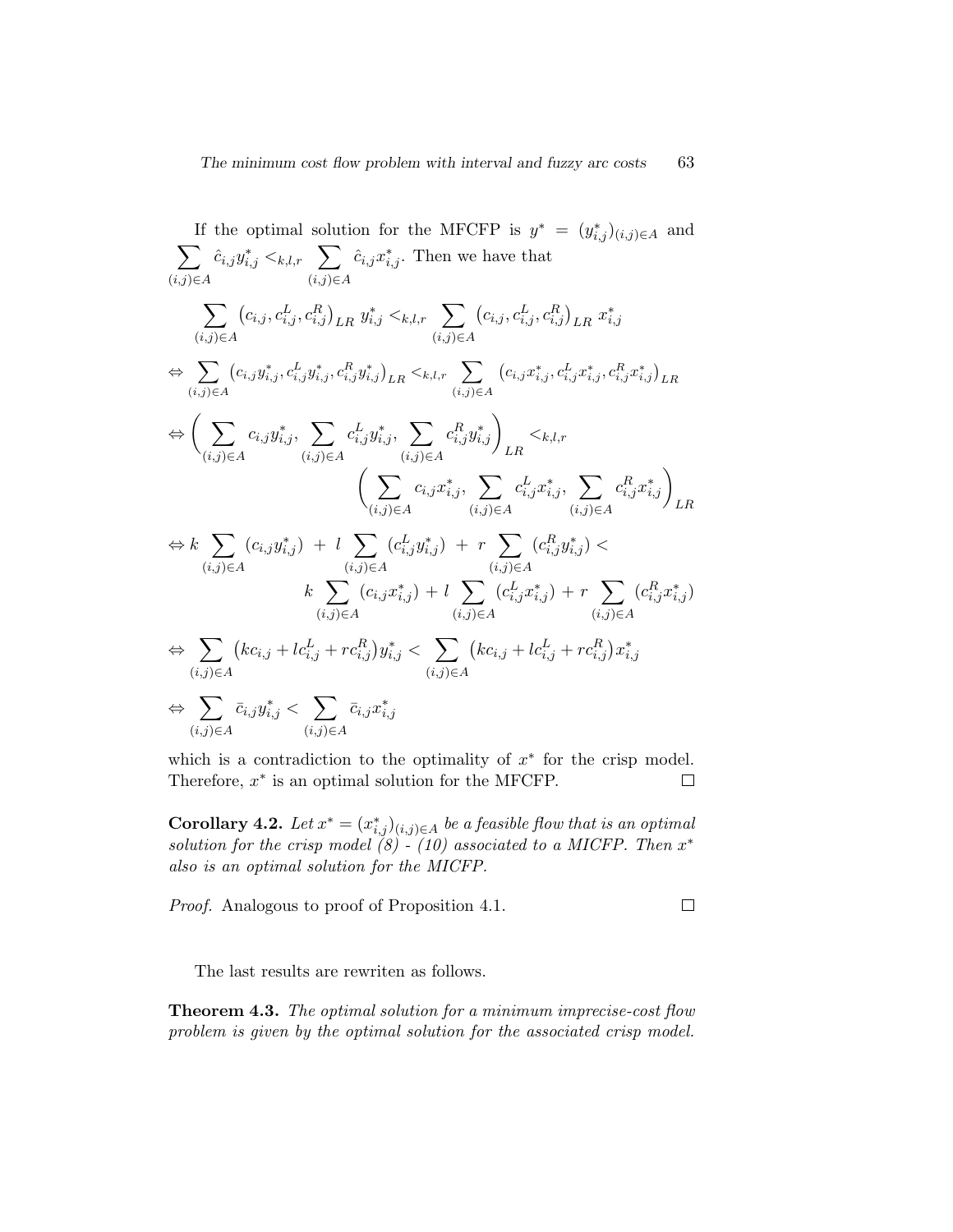If the optimal solution for the MFCFP is $y^* = (y^*_{i,j})_{(i,j)\in A}$ and $\sum_{(i,j)\in A} \hat{c}_{i,j} y^*_{i,j} <_{k,l,r} \sum_{(i,j)\in A} \hat{c}_{i,j} x^*_{i,j}$. Then we have that

$$
\begin{aligned}
& \sum_{(i,j)\in A} \left(c_{i,j}, c^L_{i,j}, c^R_{i,j}\right)_{LR} \, y^*_{i,j} <_{k,l,r} \sum_{(i,j)\in A} \left(c_{i,j}, c^L_{i,j}, c^R_{i,j}\right)_{LR} \, x^*_{i,j} \\
\Leftrightarrow & \sum_{(i,j)\in A} \left(c_{i,j} y^*_{i,j}, c^L_{i,j} y^*_{i,j}, c^R_{i,j} y^*_{i,j}\right)_{LR} <_{k,l,r} \sum_{(i,j)\in A} \left(c_{i,j} x^*_{i,j}, c^L_{i,j} x^*_{i,j}, c^R_{i,j} x^*_{i,j}\right)_{LR} \\
\Leftrightarrow & \left( \sum_{(i,j)\in A} c_{i,j} y^*_{i,j}, \sum_{(i,j)\in A} c^L_{i,j} y^*_{i,j}, \sum_{(i,j)\in A} c^R_{i,j} y^*_{i,j} \right)_{LR} <_{k,l,r} \\
& \qquad \left( \sum_{(i,j)\in A} c_{i,j} x^*_{i,j}, \sum_{(i,j)\in A} c^L_{i,j} x^*_{i,j}, \sum_{(i,j)\in A} c^R_{i,j} x^*_{i,j} \right)_{LR} \\
\Leftrightarrow & \; k \sum_{(i,j)\in A} (c_{i,j} y^*_{i,j}) \; + \; l \sum_{(i,j)\in A} (c^L_{i,j} y^*_{i,j}) \; + \; r \sum_{(i,j)\in A} (c^R_{i,j} y^*_{i,j}) < \\
& \qquad k \sum_{(i,j)\in A} (c_{i,j} x^*_{i,j}) + l \sum_{(i,j)\in A} (c^L_{i,j} x^*_{i,j}) + r \sum_{(i,j)\in A} (c^R_{i,j} x^*_{i,j}) \\
\Leftrightarrow & \sum_{(i,j)\in A} \left(k c_{i,j} + l c^L_{i,j} + r c^R_{i,j}\right) y^*_{i,j} < \sum_{(i,j)\in A} \left(k c_{i,j} + l c^L_{i,j} + r c^R_{i,j}\right) x^*_{i,j} \\
\Leftrightarrow & \sum_{(i,j)\in A} \bar{c}_{i,j} y^*_{i,j} < \sum_{(i,j)\in A} \bar{c}_{i,j} x^*_{i,j}
\end{aligned}
$$

which is a contradiction to the optimality of $x^*$ for the crisp model. Therefore, $x^*$ is an optimal solution for the MFCFP. □

**Corollary 4.2.** *Let $x^* = (x^*_{i,j})_{(i,j)\in A}$ be a feasible flow that is an optimal solution for the crisp model (8) - (10) associated to a MICFP. Then $x^*$ also is an optimal solution for the MICFP.*

*Proof.* Analogous to proof of Proposition 4.1. □

The last results are rewriten as follows.

**Theorem 4.3.** *The optimal solution for a minimum imprecise-cost flow problem is given by the optimal solution for the associated crisp model.*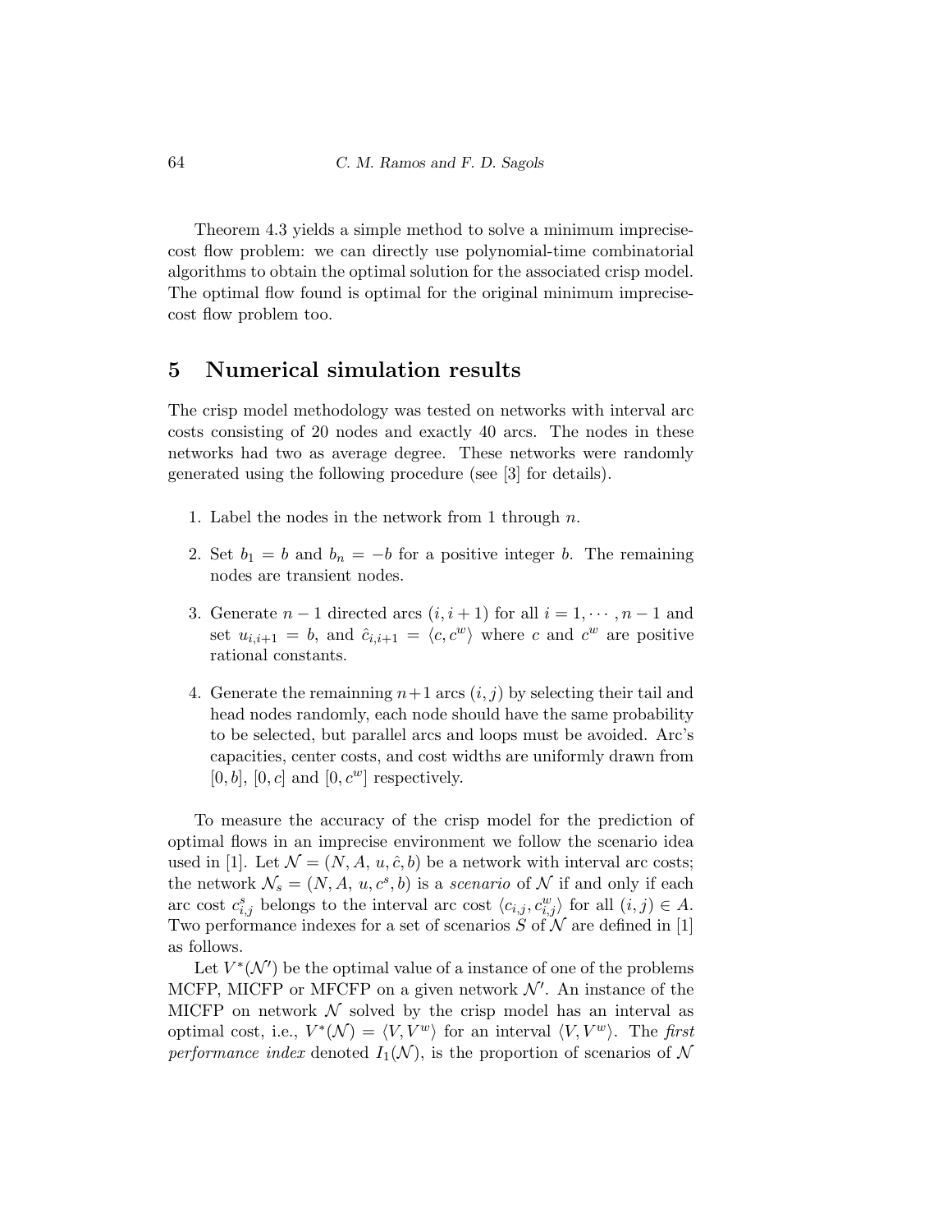Theorem 4.3 yields a simple method to solve a minimum imprecise-cost flow problem: we can directly use polynomial-time combinatorial algorithms to obtain the optimal solution for the associated crisp model. The optimal flow found is optimal for the original minimum imprecise-cost flow problem too.

## 5 Numerical simulation results

The crisp model methodology was tested on networks with interval arc costs consisting of 20 nodes and exactly 40 arcs. The nodes in these networks had two as average degree. These networks were randomly generated using the following procedure (see [3] for details).

1. Label the nodes in the network from 1 through $n$.
2. Set $b_1 = b$ and $b_n = -b$ for a positive integer $b$. The remaining nodes are transient nodes.
3. Generate $n-1$ directed arcs $(i, i+1)$ for all $i = 1, \cdots, n-1$ and set $u_{i,i+1} = b$, and $\hat{c}_{i,i+1} = \langle c, c^w \rangle$ where $c$ and $c^w$ are positive rational constants.
4. Generate the remainning $n+1$ arcs $(i, j)$ by selecting their tail and head nodes randomly, each node should have the same probability to be selected, but parallel arcs and loops must be avoided. Arc's capacities, center costs, and cost widths are uniformly drawn from $[0, b]$, $[0, c]$ and $[0, c^w]$ respectively.

To measure the accuracy of the crisp model for the prediction of optimal flows in an imprecise environment we follow the scenario idea used in [1]. Let $\mathcal{N} = (N, A, u, \hat{c}, b)$ be a network with interval arc costs; the network $\mathcal{N}_s = (N, A, u, c^s, b)$ is a *scenario* of $\mathcal{N}$ if and only if each arc cost $c^s_{i,j}$ belongs to the interval arc cost $\langle c_{i,j}, c^w_{i,j} \rangle$ for all $(i, j) \in A$. Two performance indexes for a set of scenarios $S$ of $\mathcal{N}$ are defined in [1] as follows.

Let $V^*(\mathcal{N}')$ be the optimal value of a instance of one of the problems MCFP, MICFP or MFCFP on a given network $\mathcal{N}'$. An instance of the MICFP on network $\mathcal{N}$ solved by the crisp model has an interval as optimal cost, i.e., $V^*(\mathcal{N}) = \langle V, V^w \rangle$ for an interval $\langle V, V^w \rangle$. The *first performance index* denoted $I_1(\mathcal{N})$, is the proportion of scenarios of $\mathcal{N}$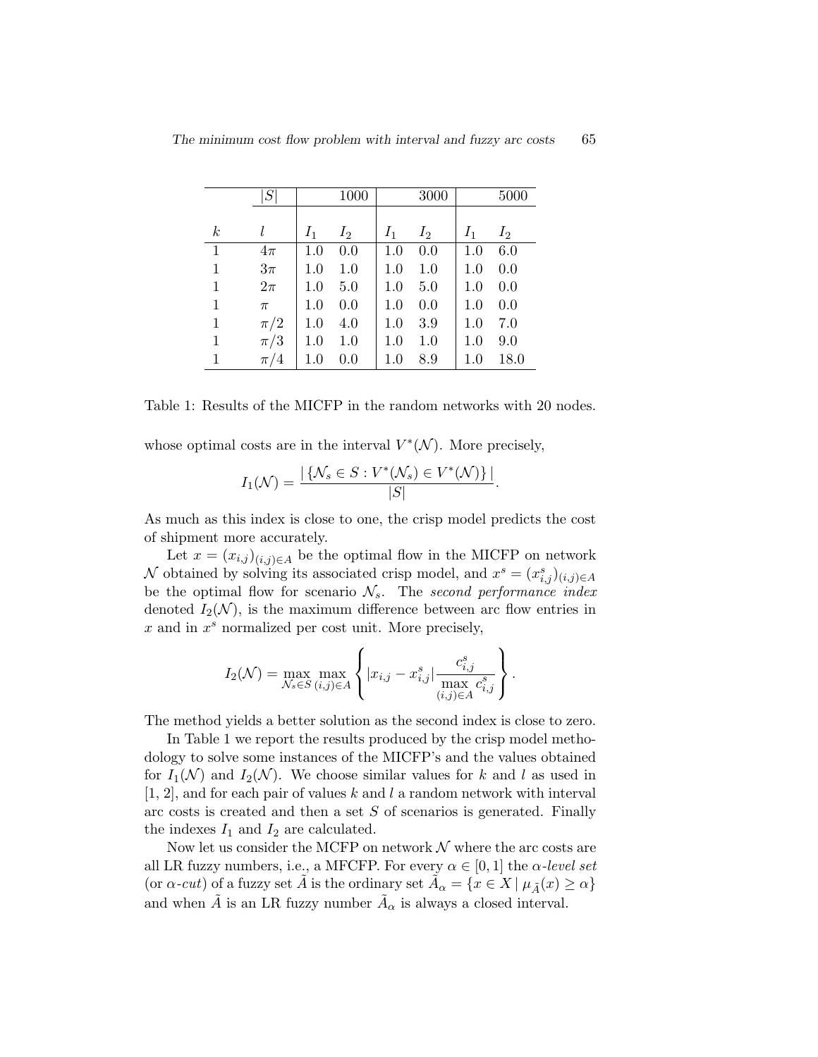| | $\|S\|$ | | 1000 | | 3000 | | 5000 |
|---|---|---|---|---|---|---|---|
| $k$ | $l$ | $I_1$ | $I_2$ | $I_1$ | $I_2$ | $I_1$ | $I_2$ |
| 1 | $4\pi$ | 1.0 | 0.0 | 1.0 | 0.0 | 1.0 | 6.0 |
| 1 | $3\pi$ | 1.0 | 1.0 | 1.0 | 1.0 | 1.0 | 0.0 |
| 1 | $2\pi$ | 1.0 | 5.0 | 1.0 | 5.0 | 1.0 | 0.0 |
| 1 | $\pi$ | 1.0 | 0.0 | 1.0 | 0.0 | 1.0 | 0.0 |
| 1 | $\pi/2$ | 1.0 | 4.0 | 1.0 | 3.9 | 1.0 | 7.0 |
| 1 | $\pi/3$ | 1.0 | 1.0 | 1.0 | 1.0 | 1.0 | 9.0 |
| 1 | $\pi/4$ | 1.0 | 0.0 | 1.0 | 8.9 | 1.0 | 18.0 |

Table 1: Results of the MICFP in the random networks with 20 nodes.

whose optimal costs are in the interval $V^*(\mathcal{N})$. More precisely,

$$I_1(\mathcal{N}) = \frac{|\{\mathcal{N}_s \in S : V^*(\mathcal{N}_s) \in V^*(\mathcal{N})\}|}{|S|}.$$

As much as this index is close to one, the crisp model predicts the cost of shipment more accurately.

Let $x = (x_{i,j})_{(i,j)\in A}$ be the optimal flow in the MICFP on network $\mathcal{N}$ obtained by solving its associated crisp model, and $x^s = (x^s_{i,j})_{(i,j)\in A}$ be the optimal flow for scenario $\mathcal{N}_s$. The *second performance index* denoted $I_2(\mathcal{N})$, is the maximum difference between arc flow entries in $x$ and in $x^s$ normalized per cost unit. More precisely,

$$I_2(\mathcal{N}) = \max_{\mathcal{N}_s \in S} \max_{(i,j)\in A} \left\{ |x_{i,j} - x^s_{i,j}| \frac{c^s_{i,j}}{\max\limits_{(i,j)\in A} c^s_{i,j}} \right\}.$$

The method yields a better solution as the second index is close to zero.

In Table 1 we report the results produced by the crisp model methodology to solve some instances of the MICFP's and the values obtained for $I_1(\mathcal{N})$ and $I_2(\mathcal{N})$. We choose similar values for $k$ and $l$ as used in [1, 2], and for each pair of values $k$ and $l$ a random network with interval arc costs is created and then a set $S$ of scenarios is generated. Finally the indexes $I_1$ and $I_2$ are calculated.

Now let us consider the MCFP on network $\mathcal{N}$ where the arc costs are all LR fuzzy numbers, i.e., a MFCFP. For every $\alpha \in [0, 1]$ the *$\alpha$-level set* (or *$\alpha$-cut*) of a fuzzy set $\tilde{A}$ is the ordinary set $\tilde{A}_\alpha = \{x \in X \mid \mu_{\tilde{A}}(x) \geq \alpha\}$ and when $\tilde{A}$ is an LR fuzzy number $\tilde{A}_\alpha$ is always a closed interval.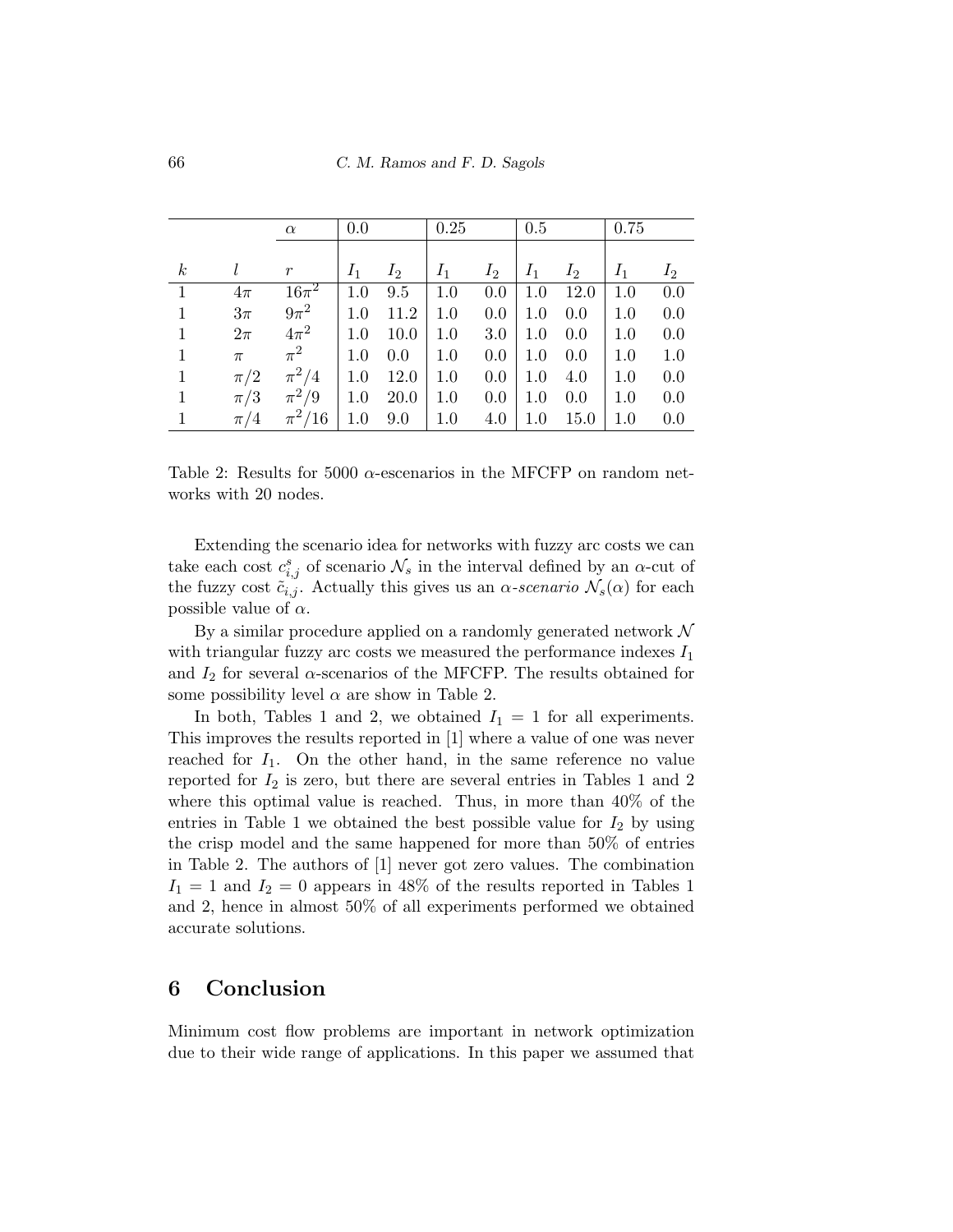| | | $\alpha$ | 0.0 | | 0.25 | | 0.5 | | 0.75 | |
|---|---|---|---|---|---|---|---|---|---|---|
| $k$ | $l$ | $r$ | $I_1$ | $I_2$ | $I_1$ | $I_2$ | $I_1$ | $I_2$ | $I_1$ | $I_2$ |
| 1 | $4\pi$ | $16\pi^2$ | 1.0 | 9.5 | 1.0 | 0.0 | 1.0 | 12.0 | 1.0 | 0.0 |
| 1 | $3\pi$ | $9\pi^2$ | 1.0 | 11.2 | 1.0 | 0.0 | 1.0 | 0.0 | 1.0 | 0.0 |
| 1 | $2\pi$ | $4\pi^2$ | 1.0 | 10.0 | 1.0 | 3.0 | 1.0 | 0.0 | 1.0 | 0.0 |
| 1 | $\pi$ | $\pi^2$ | 1.0 | 0.0 | 1.0 | 0.0 | 1.0 | 0.0 | 1.0 | 1.0 |
| 1 | $\pi/2$ | $\pi^2/4$ | 1.0 | 12.0 | 1.0 | 0.0 | 1.0 | 4.0 | 1.0 | 0.0 |
| 1 | $\pi/3$ | $\pi^2/9$ | 1.0 | 20.0 | 1.0 | 0.0 | 1.0 | 0.0 | 1.0 | 0.0 |
| 1 | $\pi/4$ | $\pi^2/16$ | 1.0 | 9.0 | 1.0 | 4.0 | 1.0 | 15.0 | 1.0 | 0.0 |

Table 2: Results for 5000 $\alpha$-escenarios in the MFCFP on random networks with 20 nodes.

Extending the scenario idea for networks with fuzzy arc costs we can take each cost $c_{i,j}^s$ of scenario $\mathcal{N}_s$ in the interval defined by an $\alpha$-cut of the fuzzy cost $\tilde{c}_{i,j}$. Actually this gives us an *$\alpha$-scenario* $\mathcal{N}_s(\alpha)$ for each possible value of $\alpha$.

By a similar procedure applied on a randomly generated network $\mathcal{N}$ with triangular fuzzy arc costs we measured the performance indexes $I_1$ and $I_2$ for several $\alpha$-scenarios of the MFCFP. The results obtained for some possibility level $\alpha$ are show in Table 2.

In both, Tables 1 and 2, we obtained $I_1 = 1$ for all experiments. This improves the results reported in [1] where a value of one was never reached for $I_1$. On the other hand, in the same reference no value reported for $I_2$ is zero, but there are several entries in Tables 1 and 2 where this optimal value is reached. Thus, in more than 40% of the entries in Table 1 we obtained the best possible value for $I_2$ by using the crisp model and the same happened for more than 50% of entries in Table 2. The authors of [1] never got zero values. The combination $I_1 = 1$ and $I_2 = 0$ appears in 48% of the results reported in Tables 1 and 2, hence in almost 50% of all experiments performed we obtained accurate solutions.

## 6 Conclusion

Minimum cost flow problems are important in network optimization due to their wide range of applications. In this paper we assumed that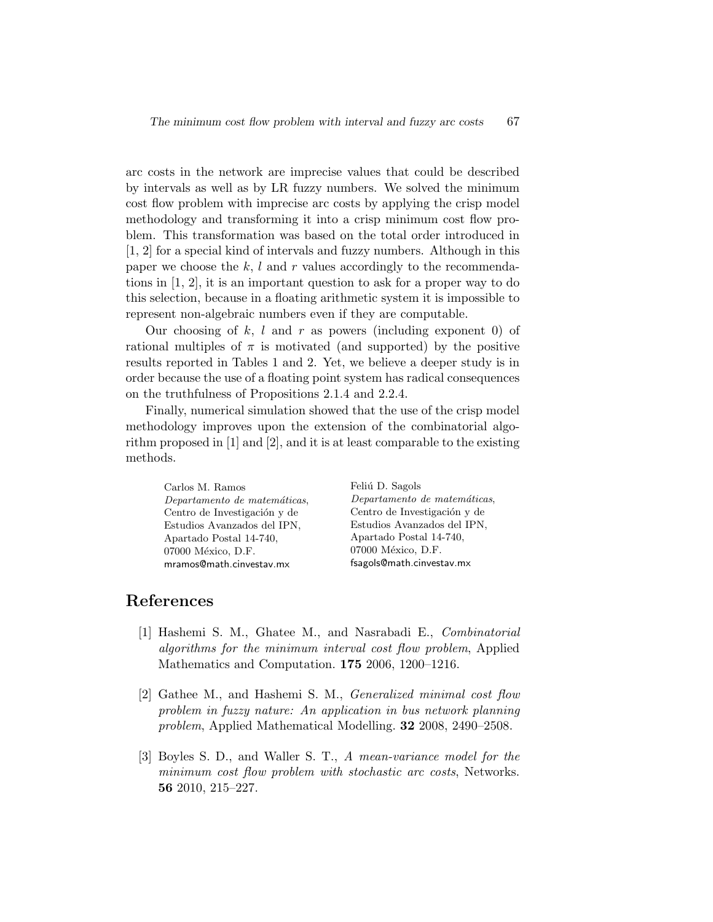arc costs in the network are imprecise values that could be described by intervals as well as by LR fuzzy numbers. We solved the minimum cost flow problem with imprecise arc costs by applying the crisp model methodology and transforming it into a crisp minimum cost flow problem. This transformation was based on the total order introduced in [1, 2] for a special kind of intervals and fuzzy numbers. Although in this paper we choose the $k$, $l$ and $r$ values accordingly to the recommendations in [1, 2], it is an important question to ask for a proper way to do this selection, because in a floating arithmetic system it is impossible to represent non-algebraic numbers even if they are computable.

Our choosing of $k$, $l$ and $r$ as powers (including exponent 0) of rational multiples of $\pi$ is motivated (and supported) by the positive results reported in Tables 1 and 2. Yet, we believe a deeper study is in order because the use of a floating point system has radical consequences on the truthfulness of Propositions 2.1.4 and 2.2.4.

Finally, numerical simulation showed that the use of the crisp model methodology improves upon the extension of the combinatorial algorithm proposed in [1] and [2], and it is at least comparable to the existing methods.

Carlos M. Ramos
*Departamento de matemáticas*,
Centro de Investigación y de
Estudios Avanzados del IPN,
Apartado Postal 14-740,
07000 México, D.F.
mramos@math.cinvestav.mx

Feliú D. Sagols
*Departamento de matemáticas*,
Centro de Investigación y de
Estudios Avanzados del IPN,
Apartado Postal 14-740,
07000 México, D.F.
fsagols@math.cinvestav.mx

## References

[1] Hashemi S. M., Ghatee M., and Nasrabadi E., *Combinatorial algorithms for the minimum interval cost flow problem*, Applied Mathematics and Computation. **175** 2006, 1200–1216.

[2] Gathee M., and Hashemi S. M., *Generalized minimal cost flow problem in fuzzy nature: An application in bus network planning problem*, Applied Mathematical Modelling. **32** 2008, 2490–2508.

[3] Boyles S. D., and Waller S. T., *A mean-variance model for the minimum cost flow problem with stochastic arc costs*, Networks. **56** 2010, 215–227.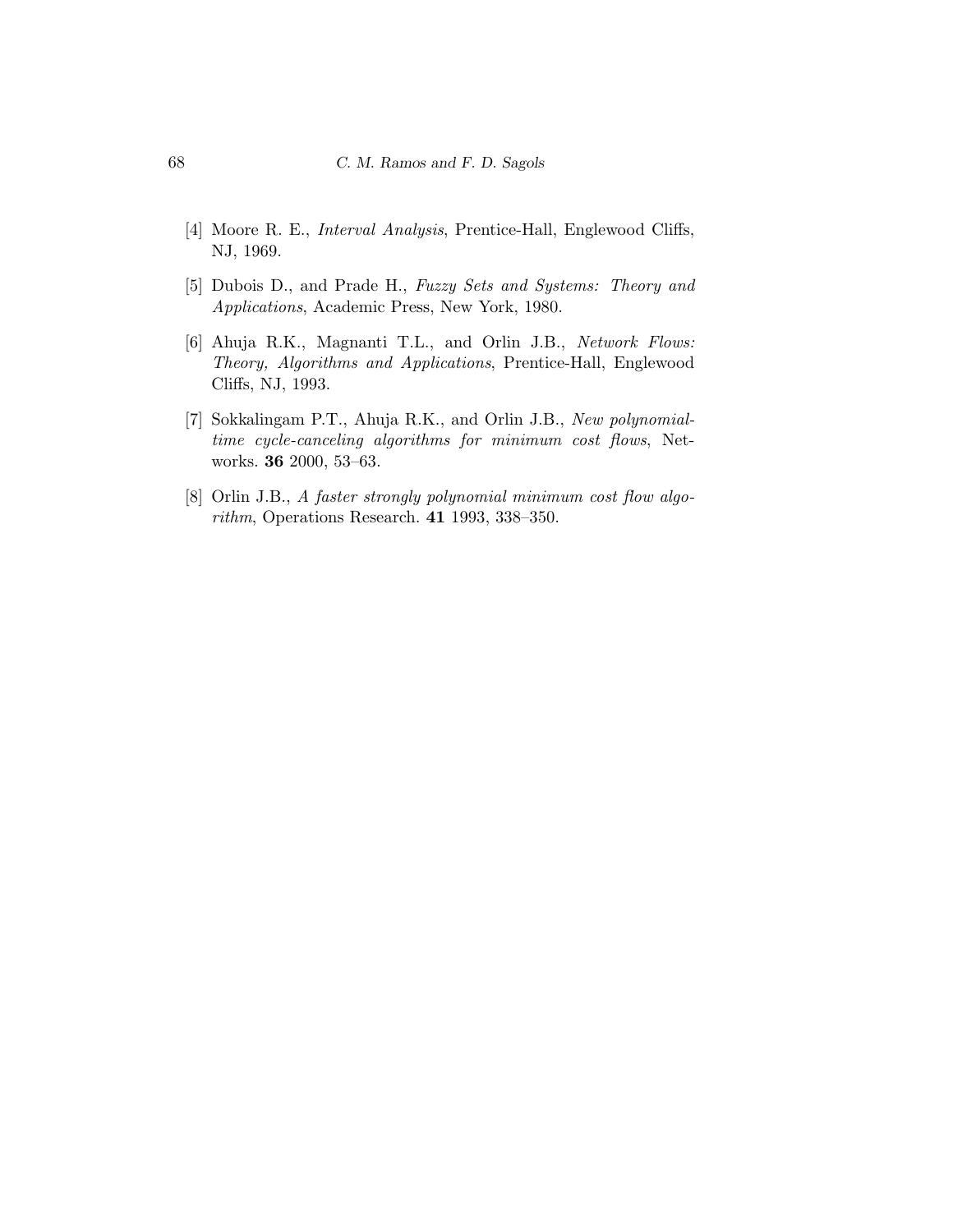[4] Moore R. E., *Interval Analysis*, Prentice-Hall, Englewood Cliffs, NJ, 1969.

[5] Dubois D., and Prade H., *Fuzzy Sets and Systems: Theory and Applications*, Academic Press, New York, 1980.

[6] Ahuja R.K., Magnanti T.L., and Orlin J.B., *Network Flows: Theory, Algorithms and Applications*, Prentice-Hall, Englewood Cliffs, NJ, 1993.

[7] Sokkalingam P.T., Ahuja R.K., and Orlin J.B., *New polynomial-time cycle-canceling algorithms for minimum cost flows*, Networks. **36** 2000, 53–63.

[8] Orlin J.B., *A faster strongly polynomial minimum cost flow algorithm*, Operations Research. **41** 1993, 338–350.